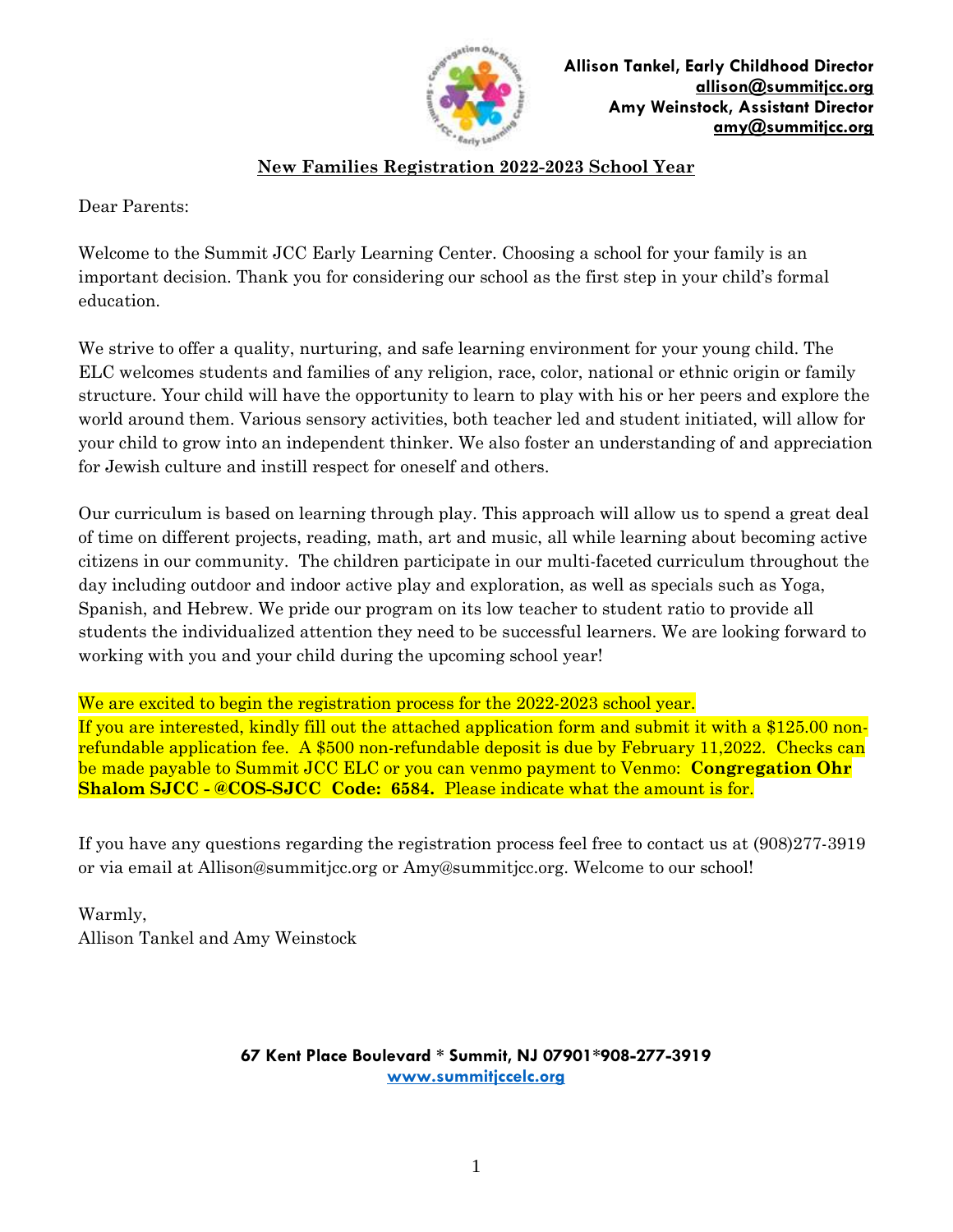**Allison Tankel, Early Childhood Director**
**allison@summitjcc.org**
**Amy Weinstock, Assistant Director**
**amy@summitjcc.org**

## New Families Registration 2022-2023 School Year

Dear Parents:

Welcome to the Summit JCC Early Learning Center. Choosing a school for your family is an important decision. Thank you for considering our school as the first step in your child's formal education.

We strive to offer a quality, nurturing, and safe learning environment for your young child. The ELC welcomes students and families of any religion, race, color, national or ethnic origin or family structure. Your child will have the opportunity to learn to play with his or her peers and explore the world around them. Various sensory activities, both teacher led and student initiated, will allow for your child to grow into an independent thinker. We also foster an understanding of and appreciation for Jewish culture and instill respect for oneself and others.

Our curriculum is based on learning through play. This approach will allow us to spend a great deal of time on different projects, reading, math, art and music, all while learning about becoming active citizens in our community. The children participate in our multi-faceted curriculum throughout the day including outdoor and indoor active play and exploration, as well as specials such as Yoga, Spanish, and Hebrew. We pride our program on its low teacher to student ratio to provide all students the individualized attention they need to be successful learners. We are looking forward to working with you and your child during the upcoming school year!

We are excited to begin the registration process for the 2022-2023 school year.
If you are interested, kindly fill out the attached application form and submit it with a $125.00 non-refundable application fee. A $500 non-refundable deposit is due by February 11,2022. Checks can be made payable to Summit JCC ELC or you can venmo payment to Venmo: **Congregation Ohr Shalom SJCC - @COS-SJCC Code: 6584.** Please indicate what the amount is for.

If you have any questions regarding the registration process feel free to contact us at (908)277-3919 or via email at Allison@summitjcc.org or Amy@summitjcc.org. Welcome to our school!

Warmly,
Allison Tankel and Amy Weinstock

**67 Kent Place Boulevard * Summit, NJ 07901*908-277-3919**
**www.summitjccelc.org**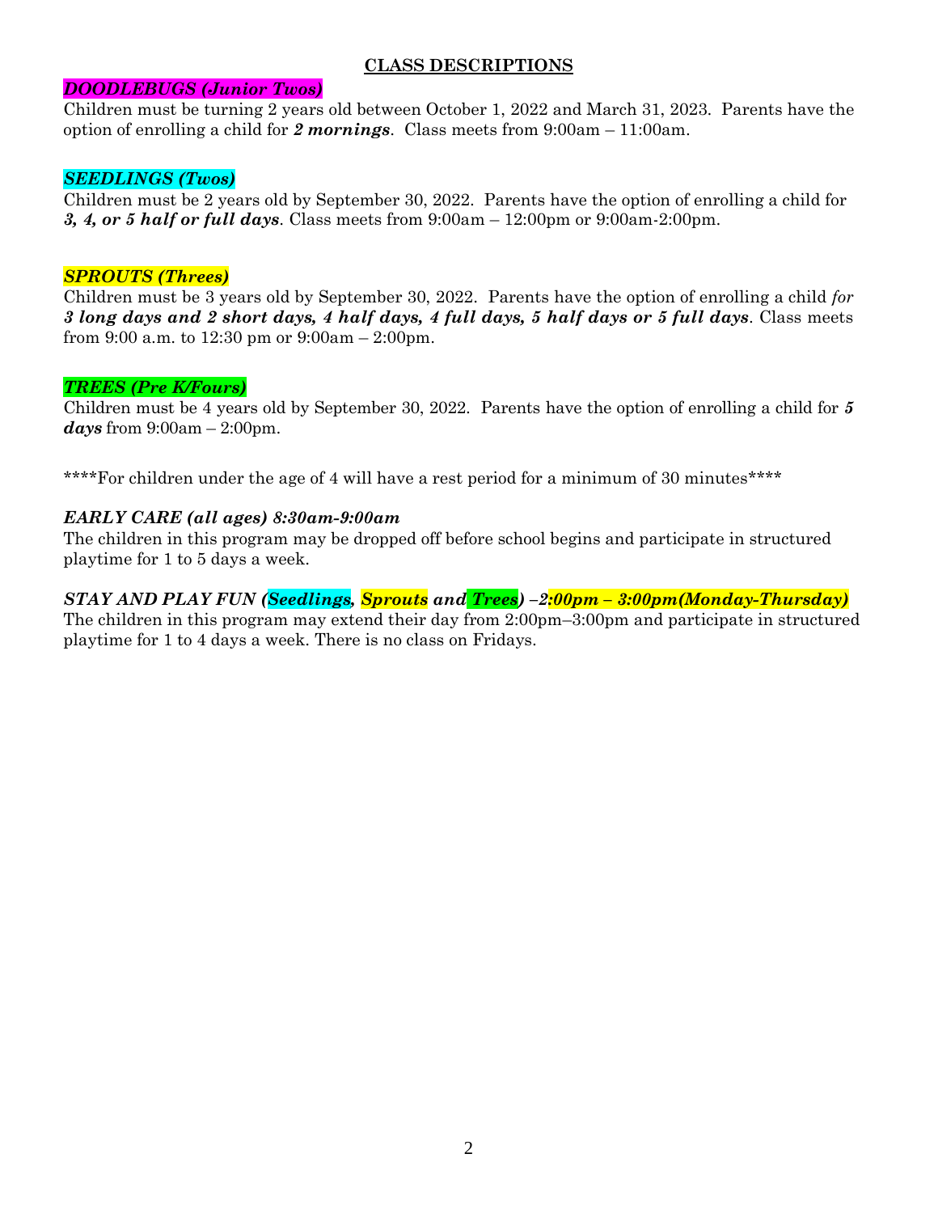## CLASS DESCRIPTIONS

***DOODLEBUGS (Junior Twos)***
Children must be turning 2 years old between October 1, 2022 and March 31, 2023. Parents have the option of enrolling a child for ***2 mornings***. Class meets from 9:00am – 11:00am.

***SEEDLINGS (Twos)***
Children must be 2 years old by September 30, 2022. Parents have the option of enrolling a child for ***3, 4, or 5 half or full days***. Class meets from 9:00am – 12:00pm or 9:00am-2:00pm.

***SPROUTS (Threes)***
Children must be 3 years old by September 30, 2022. Parents have the option of enrolling a child *for* ***3 long days and 2 short days, 4 half days, 4 full days, 5 half days or 5 full days***. Class meets from 9:00 a.m. to 12:30 pm or 9:00am – 2:00pm.

***TREES (Pre K/Fours)***
Children must be 4 years old by September 30, 2022. Parents have the option of enrolling a child for ***5 days*** from 9:00am – 2:00pm.

****For children under the age of 4 will have a rest period for a minimum of 30 minutes****

***EARLY CARE (all ages) 8:30am-9:00am***
The children in this program may be dropped off before school begins and participate in structured playtime for 1 to 5 days a week.

***STAY AND PLAY FUN (Seedlings, Sprouts and Trees) –2:00pm – 3:00pm(Monday-Thursday)***
The children in this program may extend their day from 2:00pm–3:00pm and participate in structured playtime for 1 to 4 days a week. There is no class on Fridays.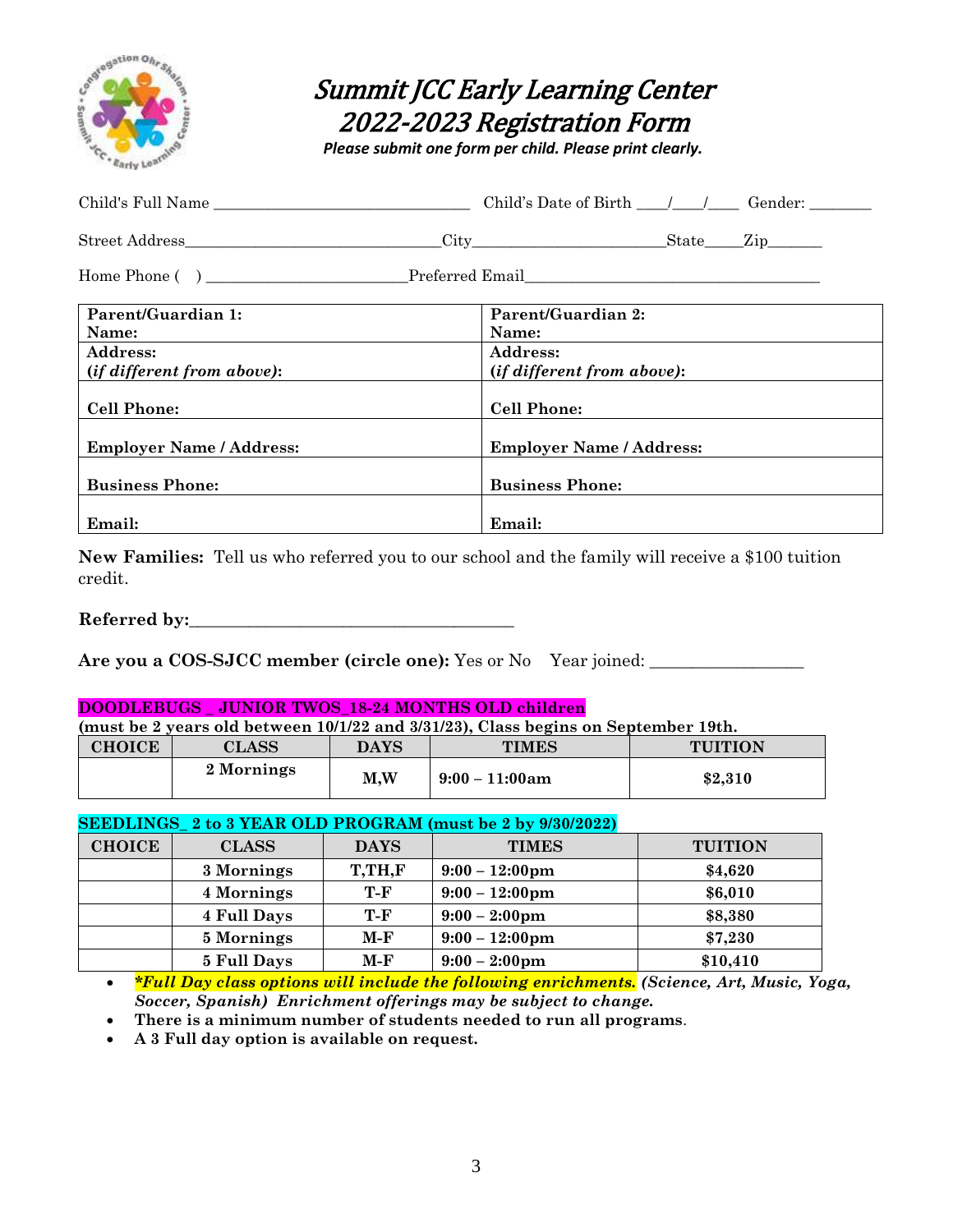# Summit JCC Early Learning Center
# 2022-2023 Registration Form

***Please submit one form per child. Please print clearly.***

Child's Full Name ______________________________ Child's Date of Birth ____/____/____ Gender: ________

Street Address_____________________________City______________________State_____Zip_______

Home Phone ( ) ________________________Preferred Email___________________________________

| Parent/Guardian 1: Name: | Parent/Guardian 2: Name: |
|---|---|
| Address: (*if different from above*): | Address: (*if different from above*): |
| Cell Phone: | Cell Phone: |
| Employer Name / Address: | Employer Name / Address: |
| Business Phone: | Business Phone: |
| Email: | Email: |

**New Families:** Tell us who referred you to our school and the family will receive a $100 tuition credit.

**Referred by:**_____________________________________

**Are you a COS-SJCC member (circle one):** Yes or No Year joined: _________________

**DOODLEBUGS _ JUNIOR TWOS_18-24 MONTHS OLD children**
**(must be 2 years old between 10/1/22 and 3/31/23), Class begins on September 19th.**

| CHOICE | CLASS | DAYS | TIMES | TUITION |
|---|---|---|---|---|
| | 2 Mornings | M,W | 9:00 – 11:00am | $2,310 |

**SEEDLINGS_ 2 to 3 YEAR OLD PROGRAM (must be 2 by 9/30/2022)**

| CHOICE | CLASS | DAYS | TIMES | TUITION |
|---|---|---|---|---|
| | 3 Mornings | T,TH,F | 9:00 – 12:00pm | $4,620 |
| | 4 Mornings | T-F | 9:00 – 12:00pm | $6,010 |
| | 4 Full Days | T-F | 9:00 – 2:00pm | $8,380 |
| | 5 Mornings | M-F | 9:00 – 12:00pm | $7,230 |
| | 5 Full Days | M-F | 9:00 – 2:00pm | $10,410 |

- ***\*Full Day class options will include the following enrichments.* (Science, Art, Music, Yoga, Soccer, Spanish) Enrichment offerings may be subject to change.**
- **There is a minimum number of students needed to run all programs**.
- **A 3 Full day option is available on request.**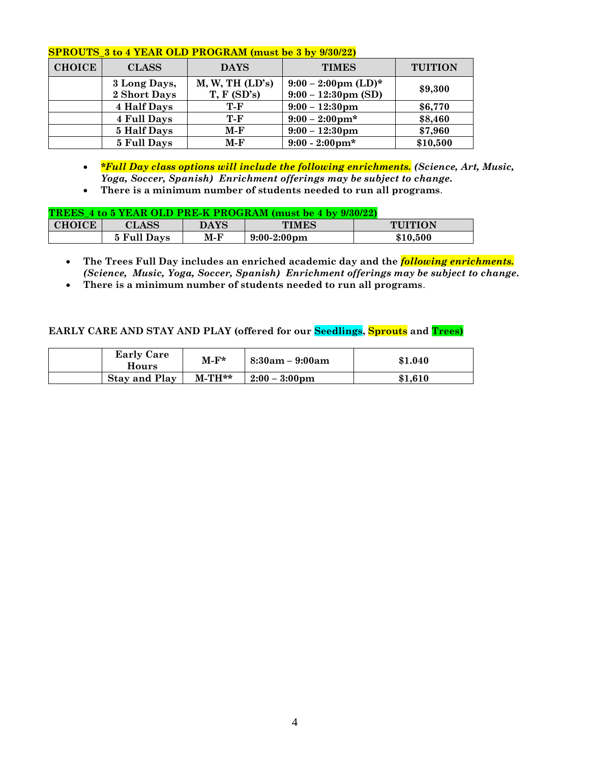**SPROUTS_3 to 4 YEAR OLD PROGRAM (must be 3 by 9/30/22)**

| CHOICE | CLASS | DAYS | TIMES | TUITION |
|---|---|---|---|---|
| | 3 Long Days, 2 Short Days | M, W, TH (LD's) T, F (SD's) | 9:00 – 2:00pm (LD)* 9:00 – 12:30pm (SD) | $9,300 |
| | 4 Half Days | T-F | 9:00 – 12:30pm | $6,770 |
| | 4 Full Days | T-F | 9:00 – 2:00pm* | $8,460 |
| | 5 Half Days | M-F | 9:00 – 12:30pm | $7,960 |
| | 5 Full Days | M-F | 9:00 - 2:00pm* | $10,500 |

- ***\*Full Day class options will include the following enrichments.** (Science, Art, Music, Yoga, Soccer, Spanish) Enrichment offerings may be subject to change.*
- **There is a minimum number of students needed to run all programs.**

**TREES_4 to 5 YEAR OLD PRE-K PROGRAM (must be 4 by 9/30/22)**

| CHOICE | CLASS | DAYS | TIMES | TUITION |
|---|---|---|---|---|
| | 5 Full Days | M-F | 9:00-2:00pm | $10,500 |

- **The Trees Full Day includes an enriched academic day and the *following enrichments.* *(Science, Music, Yoga, Soccer, Spanish) Enrichment offerings may be subject to change.***
- **There is a minimum number of students needed to run all programs.**

**EARLY CARE AND STAY AND PLAY (offered for our Seedlings, Sprouts and Trees)**

| | | | | |
|---|---|---|---|---|
| | Early Care Hours | M-F* | 8:30am – 9:00am | $1.040 |
| | Stay and Play | M-TH** | 2:00 – 3:00pm | $1,610 |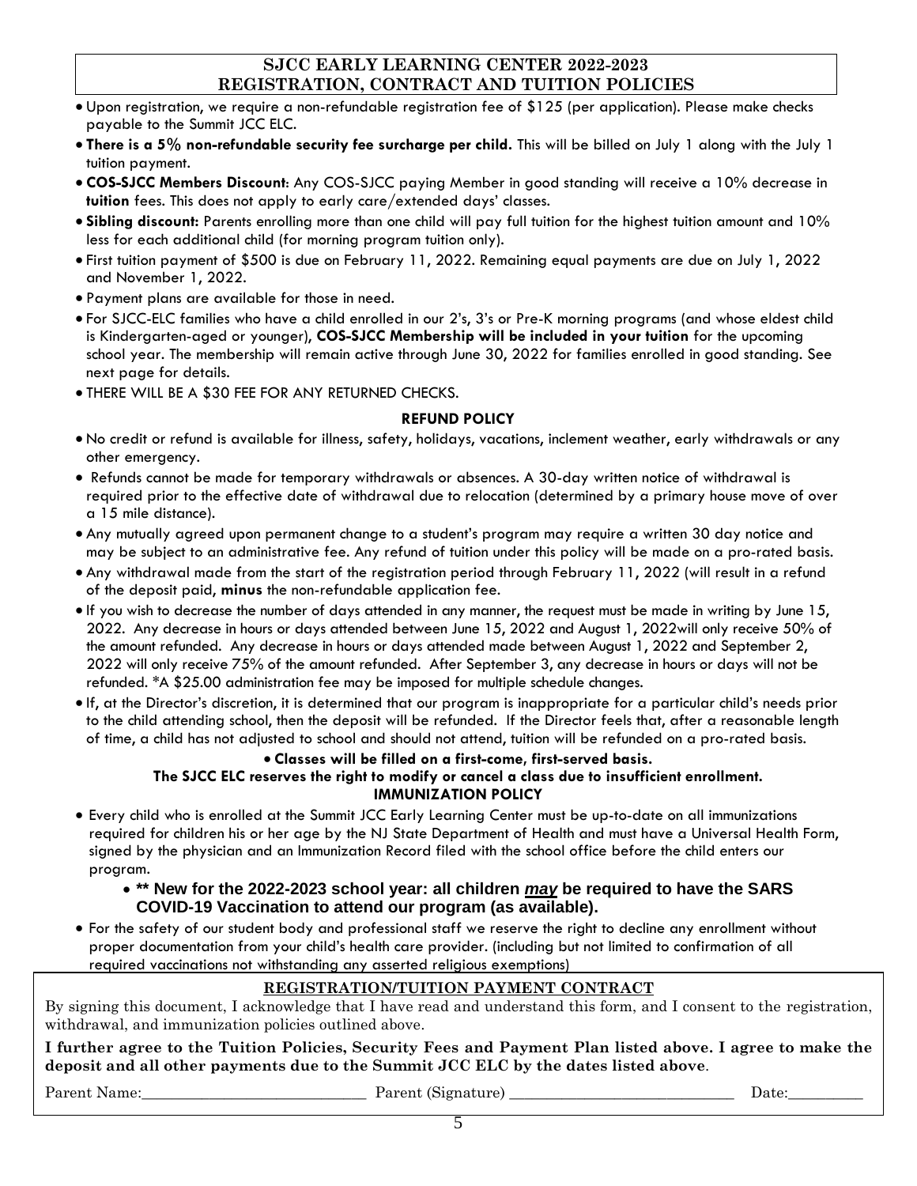## SJCC EARLY LEARNING CENTER 2022-2023
## REGISTRATION, CONTRACT AND TUITION POLICIES

- Upon registration, we require a non-refundable registration fee of $125 (per application). Please make checks payable to the Summit JCC ELC.
- **There is a 5% non-refundable security fee surcharge per child.** This will be billed on July 1 along with the July 1 tuition payment.
- **COS-SJCC Members Discount**: Any COS-SJCC paying Member in good standing will receive a 10% decrease in **tuition** fees. This does not apply to early care/extended days' classes.
- **Sibling discount:** Parents enrolling more than one child will pay full tuition for the highest tuition amount and 10% less for each additional child (for morning program tuition only).
- First tuition payment of $500 is due on February 11, 2022. Remaining equal payments are due on July 1, 2022 and November 1, 2022.
- Payment plans are available for those in need.
- For SJCC-ELC families who have a child enrolled in our 2's, 3's or Pre-K morning programs (and whose eldest child is Kindergarten-aged or younger), **COS-SJCC Membership will be included in your tuition** for the upcoming school year. The membership will remain active through June 30, 2022 for families enrolled in good standing. See next page for details.
- THERE WILL BE A $30 FEE FOR ANY RETURNED CHECKS.

### REFUND POLICY

- No credit or refund is available for illness, safety, holidays, vacations, inclement weather, early withdrawals or any other emergency.
- Refunds cannot be made for temporary withdrawals or absences. A 30-day written notice of withdrawal is required prior to the effective date of withdrawal due to relocation (determined by a primary house move of over a 15 mile distance).
- Any mutually agreed upon permanent change to a student's program may require a written 30 day notice and may be subject to an administrative fee. Any refund of tuition under this policy will be made on a pro-rated basis.
- Any withdrawal made from the start of the registration period through February 11, 2022 (will result in a refund of the deposit paid, **minus** the non-refundable application fee.
- If you wish to decrease the number of days attended in any manner, the request must be made in writing by June 15, 2022. Any decrease in hours or days attended between June 15, 2022 and August 1, 2022will only receive 50% of the amount refunded. Any decrease in hours or days attended made between August 1, 2022 and September 2, 2022 will only receive 75% of the amount refunded. After September 3, any decrease in hours or days will not be refunded. *A $25.00 administration fee may be imposed for multiple schedule changes.
- If, at the Director's discretion, it is determined that our program is inappropriate for a particular child's needs prior to the child attending school, then the deposit will be refunded. If the Director feels that, after a reasonable length of time, a child has not adjusted to school and should not attend, tuition will be refunded on a pro-rated basis.

- **Classes will be filled on a first-come, first-served basis.**

**The SJCC ELC reserves the right to modify or cancel a class due to insufficient enrollment.**

### IMMUNIZATION POLICY

- Every child who is enrolled at the Summit JCC Early Learning Center must be up-to-date on all immunizations required for children his or her age by the NJ State Department of Health and must have a Universal Health Form, signed by the physician and an Immunization Record filed with the school office before the child enters our program.
  - **** New for the 2022-2023 school year: all children _may_ be required to have the SARS COVID-19 Vaccination to attend our program (as available).**
- For the safety of our student body and professional staff we reserve the right to decline any enrollment without proper documentation from your child's health care provider. (including but not limited to confirmation of all required vaccinations not withstanding any asserted religious exemptions)

### REGISTRATION/TUITION PAYMENT CONTRACT

By signing this document, I acknowledge that I have read and understand this form, and I consent to the registration, withdrawal, and immunization policies outlined above.

**I further agree to the Tuition Policies, Security Fees and Payment Plan listed above. I agree to make the deposit and all other payments due to the Summit JCC ELC by the dates listed above**.

Parent Name:_____________________________ Parent (Signature) _____________________________ Date:_________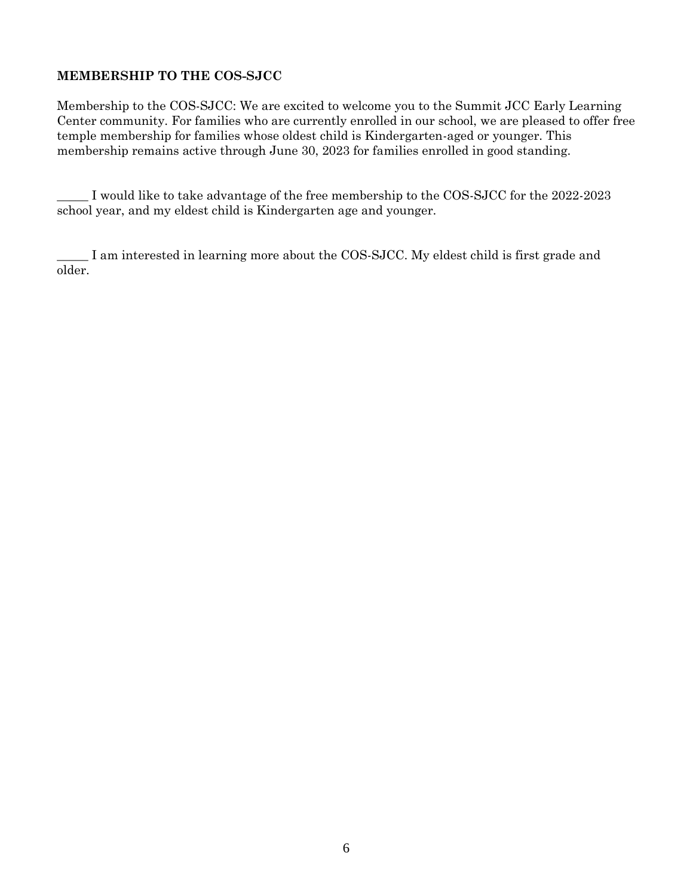**MEMBERSHIP TO THE COS-SJCC**

Membership to the COS-SJCC: We are excited to welcome you to the Summit JCC Early Learning Center community. For families who are currently enrolled in our school, we are pleased to offer free temple membership for families whose oldest child is Kindergarten-aged or younger. This membership remains active through June 30, 2023 for families enrolled in good standing.

_____ I would like to take advantage of the free membership to the COS-SJCC for the 2022-2023 school year, and my eldest child is Kindergarten age and younger.

_____ I am interested in learning more about the COS-SJCC. My eldest child is first grade and older.